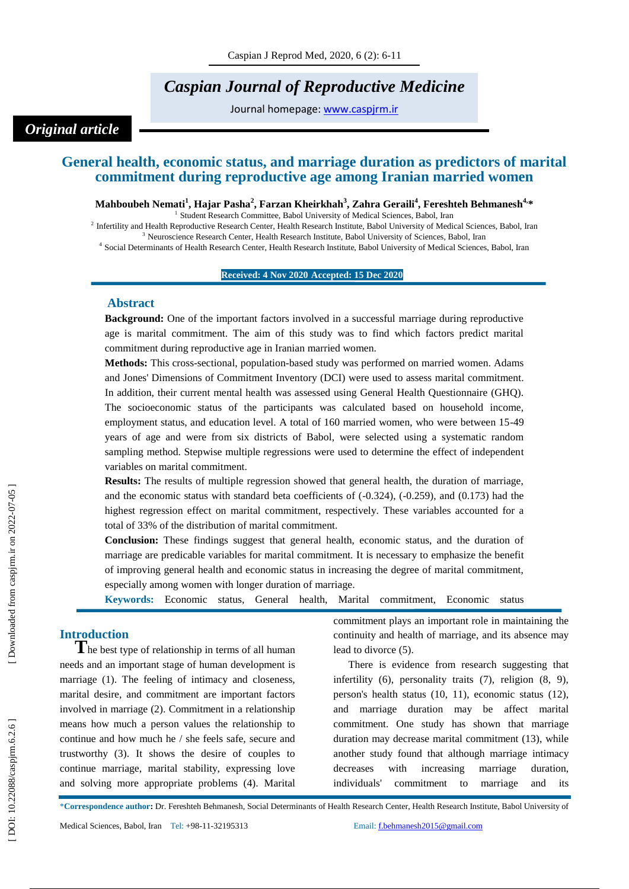# Caspian Journal of Reproductive Medicine

Journal homepage: www.caspjrm.ir

*Original article*

## General health, economic status, and marriage duration as predictors of marital commitment during reproductive age among Iranian married women

**Mahboubeh Nemati[1], Hajar Pasha[2], Farzan Kheirkhah[3], Zahra Geraili[4], Fereshteh Behmanesh[4,*]**

[1] Student Research Committee, Babol University of Medical Sciences, Babol, Iran

[2] Infertility and Health Reproductive Research Center, Health Research Institute, Babol University of Medical Sciences, Babol, Iran

[3] Neuroscience Research Center, Health Research Institute, Babol University of Sciences, Babol, Iran

[4] Social Determinants of Health Research Center, Health Research Institute, Babol University of Medical Sciences, Babol, Iran

**Received: 4 Nov 2020 Accepted: 15 Dec 2020**

### Abstract

**Background:** One of the important factors involved in a successful marriage during reproductive age is marital commitment. The aim of this study was to find which factors predict marital commitment during reproductive age in Iranian married women.

**Methods:** This cross-sectional, population-based study was performed on married women. Adams and Jones' Dimensions of Commitment Inventory (DCI) were used to assess marital commitment. In addition, their current mental health was assessed using General Health Questionnaire (GHQ). The socioeconomic status of the participants was calculated based on household income, employment status, and education level. A total of 160 married women, who were between 15-49 years of age and were from six districts of Babol, were selected using a systematic random sampling method. Stepwise multiple regressions were used to determine the effect of independent variables on marital commitment.

**Results:** The results of multiple regression showed that general health, the duration of marriage, and the economic status with standard beta coefficients of (-0.324), (-0.259), and (0.173) had the highest regression effect on marital commitment, respectively. These variables accounted for a total of 33% of the distribution of marital commitment.

**Conclusion:** These findings suggest that general health, economic status, and the duration of marriage are predicable variables for marital commitment. It is necessary to emphasize the benefit of improving general health and economic status in increasing the degree of marital commitment, especially among women with longer duration of marriage.

**Keywords:** Economic status, General health, Marital commitment, Economic status

### Introduction

The best type of relationship in terms of all human needs and an important stage of human development is marriage (1). The feeling of intimacy and closeness, marital desire, and commitment are important factors involved in marriage (2). Commitment in a relationship means how much a person values the relationship to continue and how much he / she feels safe, secure and trustworthy (3). It shows the desire of couples to continue marriage, marital stability, expressing love and solving more appropriate problems (4). Marital commitment plays an important role in maintaining the continuity and health of marriage, and its absence may lead to divorce (5).

There is evidence from research suggesting that infertility (6), personality traits (7), religion (8, 9), person's health status (10, 11), economic status (12), and marriage duration may be affect marital commitment. One study has shown that marriage duration may decrease marital commitment (13), while another study found that although marriage intimacy decreases with increasing marriage duration, individuals' commitment to marriage and its

*Correspondence author:** Dr. Fereshteh Behmanesh, Social Determinants of Health Research Center, Health Research Institute, Babol University of Medical Sciences, Babol, Iran Tel: +98-11-32195313 Email: f.behmanesh2015@gmail.com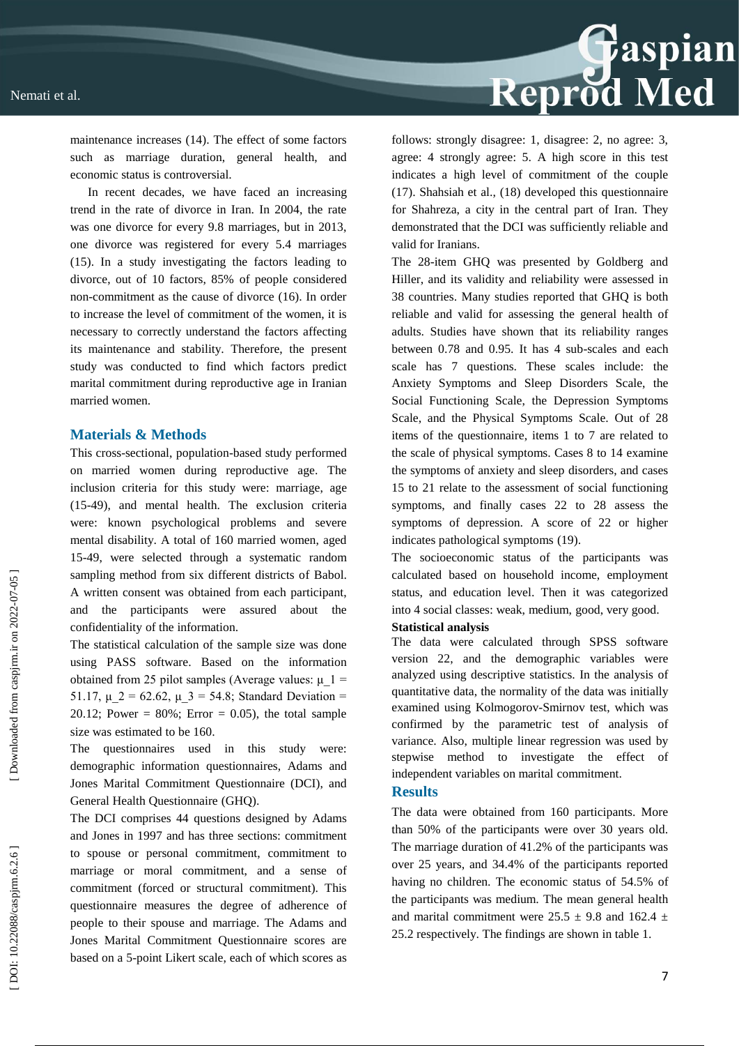maintenance increases (14). The effect of some factors such as marriage duration, general health, and economic status is controversial.

In recent decades, we have faced an increasing trend in the rate of divorce in Iran. In 2004, the rate was one divorce for every 9.8 marriages, but in 2013, one divorce was registered for every 5.4 marriages (15). In a study investigating the factors leading to divorce, out of 10 factors, 85% of people considered non-commitment as the cause of divorce (16). In order to increase the level of commitment of the women, it is necessary to correctly understand the factors affecting its maintenance and stability. Therefore, the present study was conducted to find which factors predict marital commitment during reproductive age in Iranian married women.

## Materials & Methods

This cross-sectional, population-based study performed on married women during reproductive age. The inclusion criteria for this study were: marriage, age (15-49), and mental health. The exclusion criteria were: known psychological problems and severe mental disability. A total of 160 married women, aged 15-49, were selected through a systematic random sampling method from six different districts of Babol. A written consent was obtained from each participant, and the participants were assured about the confidentiality of the information.

The statistical calculation of the sample size was done using PASS software. Based on the information obtained from 25 pilot samples (Average values: $\mu_1$ = 51.17, $\mu_2$ = 62.62, $\mu_3$ = 54.8; Standard Deviation = 20.12; Power = 80%; Error = 0.05), the total sample size was estimated to be 160.

The questionnaires used in this study were: demographic information questionnaires, Adams and Jones Marital Commitment Questionnaire (DCI), and General Health Questionnaire (GHQ).

The DCI comprises 44 questions designed by Adams and Jones in 1997 and has three sections: commitment to spouse or personal commitment, commitment to marriage or moral commitment, and a sense of commitment (forced or structural commitment). This questionnaire measures the degree of adherence of people to their spouse and marriage. The Adams and Jones Marital Commitment Questionnaire scores are based on a 5-point Likert scale, each of which scores as follows: strongly disagree: 1, disagree: 2, no agree: 3, agree: 4 strongly agree: 5. A high score in this test indicates a high level of commitment of the couple (17). Shahsiah et al., (18) developed this questionnaire for Shahreza, a city in the central part of Iran. They demonstrated that the DCI was sufficiently reliable and valid for Iranians.

The 28-item GHQ was presented by Goldberg and Hiller, and its validity and reliability were assessed in 38 countries. Many studies reported that GHQ is both reliable and valid for assessing the general health of adults. Studies have shown that its reliability ranges between 0.78 and 0.95. It has 4 sub-scales and each scale has 7 questions. These scales include: the Anxiety Symptoms and Sleep Disorders Scale, the Social Functioning Scale, the Depression Symptoms Scale, and the Physical Symptoms Scale. Out of 28 items of the questionnaire, items 1 to 7 are related to the scale of physical symptoms. Cases 8 to 14 examine the symptoms of anxiety and sleep disorders, and cases 15 to 21 relate to the assessment of social functioning symptoms, and finally cases 22 to 28 assess the symptoms of depression. A score of 22 or higher indicates pathological symptoms (19).

The socioeconomic status of the participants was calculated based on household income, employment status, and education level. Then it was categorized into 4 social classes: weak, medium, good, very good.

**Statistical analysis**

The data were calculated through SPSS software version 22, and the demographic variables were analyzed using descriptive statistics. In the analysis of quantitative data, the normality of the data was initially examined using Kolmogorov-Smirnov test, which was confirmed by the parametric test of analysis of variance. Also, multiple linear regression was used by stepwise method to investigate the effect of independent variables on marital commitment.

## Results

The data were obtained from 160 participants. More than 50% of the participants were over 30 years old. The marriage duration of 41.2% of the participants was over 25 years, and 34.4% of the participants reported having no children. The economic status of 54.5% of the participants was medium. The mean general health and marital commitment were 25.5 ± 9.8 and 162.4 ± 25.2 respectively. The findings are shown in table 1.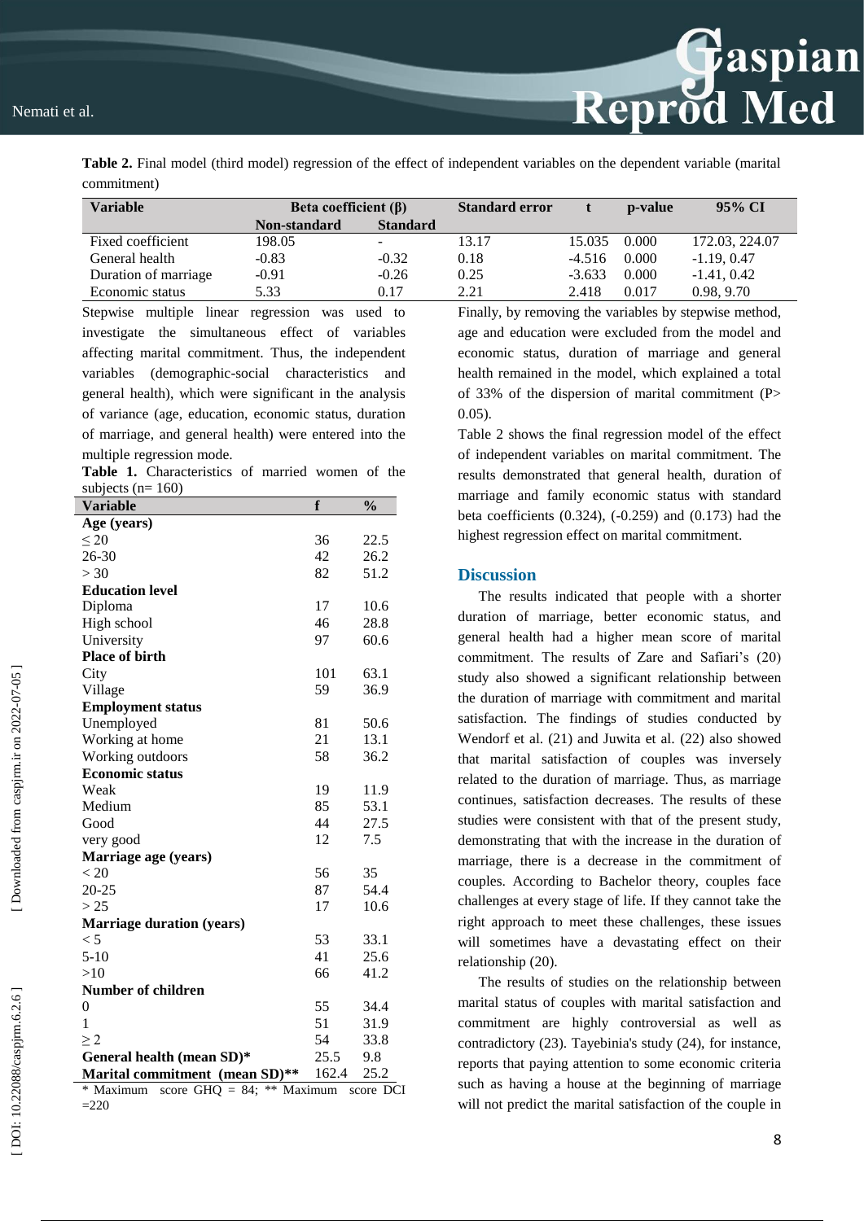**Table 2.** Final model (third model) regression of the effect of independent variables on the dependent variable (marital commitment)

| Variable | Beta coefficient (β) | | Standard error | t | p-value | 95% CI |
|---|---|---|---|---|---|---|
| | Non-standard | Standard | | | | |
| Fixed coefficient | 198.05 | - | 13.17 | 15.035 | 0.000 | 172.03, 224.07 |
| General health | -0.83 | -0.32 | 0.18 | -4.516 | 0.000 | -1.19, 0.47 |
| Duration of marriage | -0.91 | -0.26 | 0.25 | -3.633 | 0.000 | -1.41, 0.42 |
| Economic status | 5.33 | 0.17 | 2.21 | 2.418 | 0.017 | 0.98, 9.70 |

Stepwise multiple linear regression was used to investigate the simultaneous effect of variables affecting marital commitment. Thus, the independent variables (demographic-social characteristics and general health), which were significant in the analysis of variance (age, education, economic status, duration of marriage, and general health) were entered into the multiple regression mode.

**Table 1.** Characteristics of married women of the subjects (n= 160)

| Variable | f | % |
|---|---|---|
| **Age (years)** | | |
| ≤ 20 | 36 | 22.5 |
| 26-30 | 42 | 26.2 |
| > 30 | 82 | 51.2 |
| **Education level** | | |
| Diploma | 17 | 10.6 |
| High school | 46 | 28.8 |
| University | 97 | 60.6 |
| **Place of birth** | | |
| City | 101 | 63.1 |
| Village | 59 | 36.9 |
| **Employment status** | | |
| Unemployed | 81 | 50.6 |
| Working at home | 21 | 13.1 |
| Working outdoors | 58 | 36.2 |
| **Economic status** | | |
| Weak | 19 | 11.9 |
| Medium | 85 | 53.1 |
| Good | 44 | 27.5 |
| very good | 12 | 7.5 |
| **Marriage age (years)** | | |
| < 20 | 56 | 35 |
| 20-25 | 87 | 54.4 |
| > 25 | 17 | 10.6 |
| **Marriage duration (years)** | | |
| < 5 | 53 | 33.1 |
| 5-10 | 41 | 25.6 |
| >10 | 66 | 41.2 |
| **Number of children** | | |
| 0 | 55 | 34.4 |
| 1 | 51 | 31.9 |
| ≥ 2 | 54 | 33.8 |
| **General health (mean SD)*** | 25.5 | 9.8 |
| **Marital commitment (mean SD)**** | 162.4 | 25.2 |

* Maximum score GHQ = 84; ** Maximum score DCI =220

Finally, by removing the variables by stepwise method, age and education were excluded from the model and economic status, duration of marriage and general health remained in the model, which explained a total of 33% of the dispersion of marital commitment (P> 0.05).

Table 2 shows the final regression model of the effect of independent variables on marital commitment. The results demonstrated that general health, duration of marriage and family economic status with standard beta coefficients (0.324), (-0.259) and (0.173) had the highest regression effect on marital commitment.

## Discussion

The results indicated that people with a shorter duration of marriage, better economic status, and general health had a higher mean score of marital commitment. The results of Zare and Safiari's (20) study also showed a significant relationship between the duration of marriage with commitment and marital satisfaction. The findings of studies conducted by Wendorf et al. (21) and Juwita et al. (22) also showed that marital satisfaction of couples was inversely related to the duration of marriage. Thus, as marriage continues, satisfaction decreases. The results of these studies were consistent with that of the present study, demonstrating that with the increase in the duration of marriage, there is a decrease in the commitment of couples. According to Bachelor theory, couples face challenges at every stage of life. If they cannot take the right approach to meet these challenges, these issues will sometimes have a devastating effect on their relationship (20).

The results of studies on the relationship between marital status of couples with marital satisfaction and commitment are highly controversial as well as contradictory (23). Tayebinia's study (24), for instance, reports that paying attention to some economic criteria such as having a house at the beginning of marriage will not predict the marital satisfaction of the couple in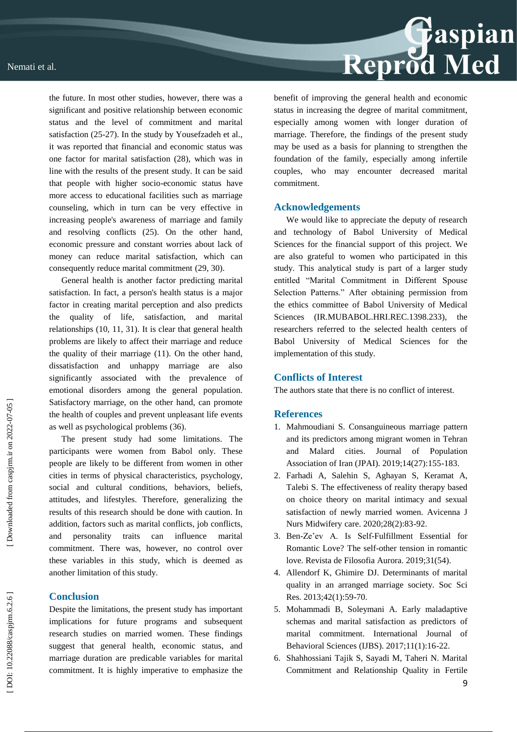the future. In most other studies, however, there was a significant and positive relationship between economic status and the level of commitment and marital satisfaction (25-27). In the study by Yousefzadeh et al., it was reported that financial and economic status was one factor for marital satisfaction (28), which was in line with the results of the present study. It can be said that people with higher socio-economic status have more access to educational facilities such as marriage counseling, which in turn can be very effective in increasing people's awareness of marriage and family and resolving conflicts (25). On the other hand, economic pressure and constant worries about lack of money can reduce marital satisfaction, which can consequently reduce marital commitment (29, 30).

General health is another factor predicting marital satisfaction. In fact, a person's health status is a major factor in creating marital perception and also predicts the quality of life, satisfaction, and marital relationships (10, 11, 31). It is clear that general health problems are likely to affect their marriage and reduce the quality of their marriage (11). On the other hand, dissatisfaction and unhappy marriage are also significantly associated with the prevalence of emotional disorders among the general population. Satisfactory marriage, on the other hand, can promote the health of couples and prevent unpleasant life events as well as psychological problems (36).

The present study had some limitations. The participants were women from Babol only. These people are likely to be different from women in other cities in terms of physical characteristics, psychology, social and cultural conditions, behaviors, beliefs, attitudes, and lifestyles. Therefore, generalizing the results of this research should be done with caution. In addition, factors such as marital conflicts, job conflicts, and personality traits can influence marital commitment. There was, however, no control over these variables in this study, which is deemed as another limitation of this study.

## Conclusion

Despite the limitations, the present study has important implications for future programs and subsequent research studies on married women. These findings suggest that general health, economic status, and marriage duration are predicable variables for marital commitment. It is highly imperative to emphasize the benefit of improving the general health and economic status in increasing the degree of marital commitment, especially among women with longer duration of marriage. Therefore, the findings of the present study may be used as a basis for planning to strengthen the foundation of the family, especially among infertile couples, who may encounter decreased marital commitment.

## Acknowledgements

We would like to appreciate the deputy of research and technology of Babol University of Medical Sciences for the financial support of this project. We are also grateful to women who participated in this study. This analytical study is part of a larger study entitled "Marital Commitment in Different Spouse Selection Patterns." After obtaining permission from the ethics committee of Babol University of Medical Sciences (IR.MUBABOL.HRI.REC.1398.233), the researchers referred to the selected health centers of Babol University of Medical Sciences for the implementation of this study.

## Conflicts of Interest

The authors state that there is no conflict of interest.

## References

1. Mahmoudiani S. Consanguineous marriage pattern and its predictors among migrant women in Tehran and Malard cities. Journal of Population Association of Iran (JPAI). 2019;14(27):155-183.
2. Farhadi A, Salehin S, Aghayan S, Keramat A, Talebi S. The effectiveness of reality therapy based on choice theory on marital intimacy and sexual satisfaction of newly married women. Avicenna J Nurs Midwifery care. 2020;28(2):83-92.
3. Ben-Ze'ev A. Is Self-Fulfillment Essential for Romantic Love? The self-other tension in romantic love. Revista de Filosofia Aurora. 2019;31(54).
4. Allendorf K, Ghimire DJ. Determinants of marital quality in an arranged marriage society. Soc Sci Res. 2013;42(1):59-70.
5. Mohammadi B, Soleymani A. Early maladaptive schemas and marital satisfaction as predictors of marital commitment. International Journal of Behavioral Sciences (IJBS). 2017;11(1):16-22.
6. Shahhossiani Tajik S, Sayadi M, Taheri N. Marital Commitment and Relationship Quality in Fertile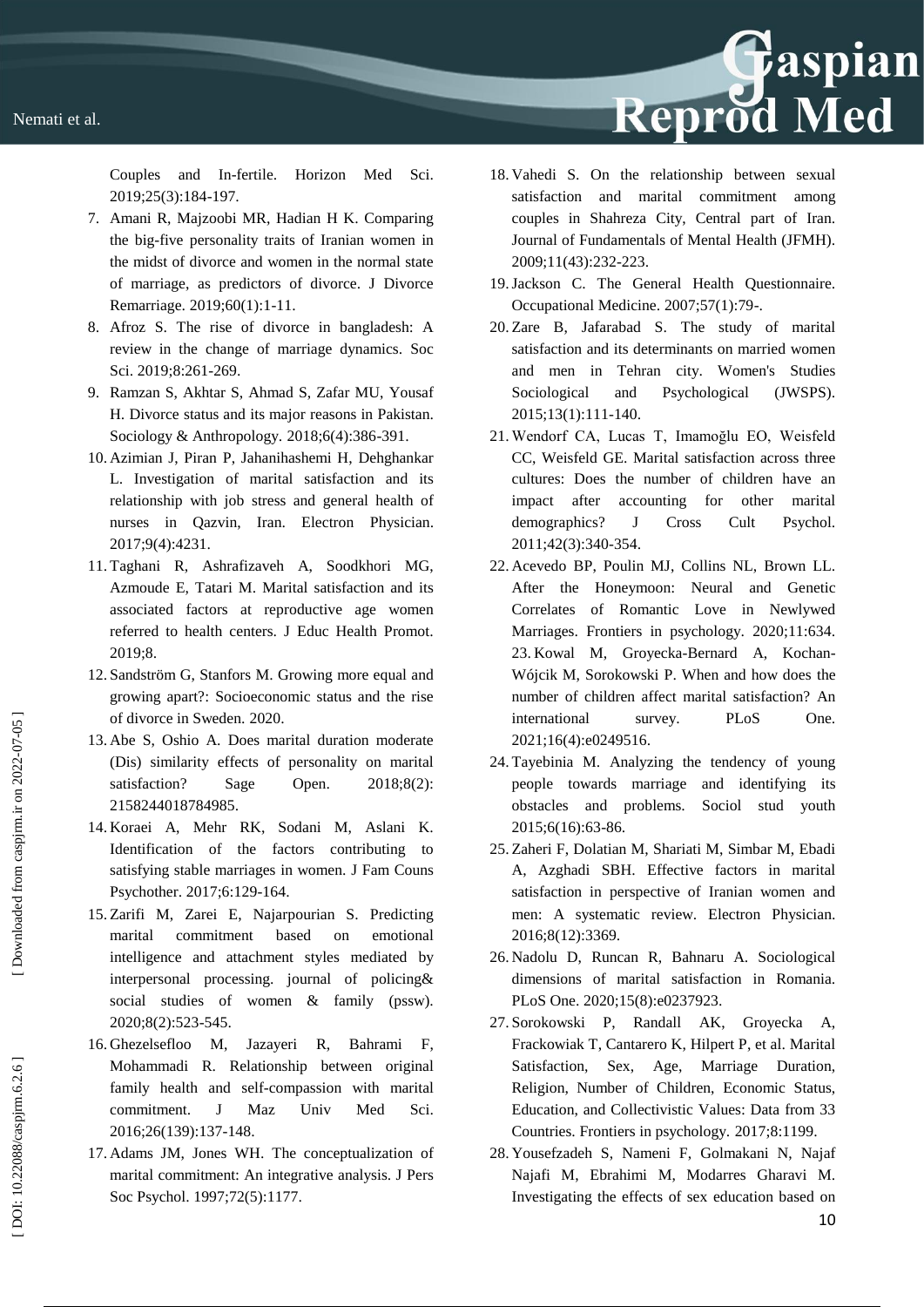Couples and In-fertile. Horizon Med Sci. 2019;25(3):184-197.

7. Amani R, Majzoobi MR, Hadian H K. Comparing the big-five personality traits of Iranian women in the midst of divorce and women in the normal state of marriage, as predictors of divorce. J Divorce Remarriage. 2019;60(1):1-11.
8. Afroz S. The rise of divorce in bangladesh: A review in the change of marriage dynamics. Soc Sci. 2019;8:261-269.
9. Ramzan S, Akhtar S, Ahmad S, Zafar MU, Yousaf H. Divorce status and its major reasons in Pakistan. Sociology & Anthropology. 2018;6(4):386-391.
10. Azimian J, Piran P, Jahanihashemi H, Dehghankar L. Investigation of marital satisfaction and its relationship with job stress and general health of nurses in Qazvin, Iran. Electron Physician. 2017;9(4):4231.
11. Taghani R, Ashrafizaveh A, Soodkhori MG, Azmoude E, Tatari M. Marital satisfaction and its associated factors at reproductive age women referred to health centers. J Educ Health Promot. 2019;8.
12. Sandström G, Stanfors M. Growing more equal and growing apart?: Socioeconomic status and the rise of divorce in Sweden. 2020.
13. Abe S, Oshio A. Does marital duration moderate (Dis) similarity effects of personality on marital satisfaction? Sage Open. 2018;8(2): 2158244018784985.
14. Koraei A, Mehr RK, Sodani M, Aslani K. Identification of the factors contributing to satisfying stable marriages in women. J Fam Couns Psychother. 2017;6:129-164.
15. Zarifi M, Zarei E, Najarpourian S. Predicting marital commitment based on emotional intelligence and attachment styles mediated by interpersonal processing. journal of policing& social studies of women & family (pssw). 2020;8(2):523-545.
16. Ghezelsefloo M, Jazayeri R, Bahrami F, Mohammadi R. Relationship between original family health and self-compassion with marital commitment. J Maz Univ Med Sci. 2016;26(139):137-148.
17. Adams JM, Jones WH. The conceptualization of marital commitment: An integrative analysis. J Pers Soc Psychol. 1997;72(5):1177.
18. Vahedi S. On the relationship between sexual satisfaction and marital commitment among couples in Shahreza City, Central part of Iran. Journal of Fundamentals of Mental Health (JFMH). 2009;11(43):232-223.
19. Jackson C. The General Health Questionnaire. Occupational Medicine. 2007;57(1):79-.
20. Zare B, Jafarabad S. The study of marital satisfaction and its determinants on married women and men in Tehran city. Women's Studies Sociological and Psychological (JWSPS). 2015;13(1):111-140.
21. Wendorf CA, Lucas T, Imamoğlu EO, Weisfeld CC, Weisfeld GE. Marital satisfaction across three cultures: Does the number of children have an impact after accounting for other marital demographics? J Cross Cult Psychol. 2011;42(3):340-354.
22. Acevedo BP, Poulin MJ, Collins NL, Brown LL. After the Honeymoon: Neural and Genetic Correlates of Romantic Love in Newlywed Marriages. Frontiers in psychology. 2020;11:634.
23. Kowal M, Groyecka-Bernard A, Kochan-Wójcik M, Sorokowski P. When and how does the number of children affect marital satisfaction? An international survey. PLoS One. 2021;16(4):e0249516.
24. Tayebinia M. Analyzing the tendency of young people towards marriage and identifying its obstacles and problems. Sociol stud youth 2015;6(16):63-86.
25. Zaheri F, Dolatian M, Shariati M, Simbar M, Ebadi A, Azghadi SBH. Effective factors in marital satisfaction in perspective of Iranian women and men: A systematic review. Electron Physician. 2016;8(12):3369.
26. Nadolu D, Runcan R, Bahnaru A. Sociological dimensions of marital satisfaction in Romania. PLoS One. 2020;15(8):e0237923.
27. Sorokowski P, Randall AK, Groyecka A, Frackowiak T, Cantarero K, Hilpert P, et al. Marital Satisfaction, Sex, Age, Marriage Duration, Religion, Number of Children, Economic Status, Education, and Collectivistic Values: Data from 33 Countries. Frontiers in psychology. 2017;8:1199.
28. Yousefzadeh S, Nameni F, Golmakani N, Najaf Najafi M, Ebrahimi M, Modarres Gharavi M. Investigating the effects of sex education based on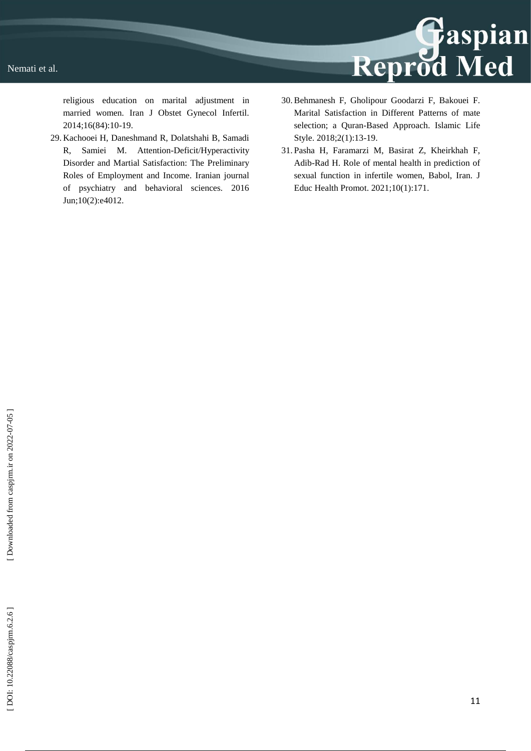religious education on marital adjustment in married women. Iran J Obstet Gynecol Infertil. 2014;16(84):10-19.

29. Kachooei H, Daneshmand R, Dolatshahi B, Samadi R, Samiei M. Attention-Deficit/Hyperactivity Disorder and Martial Satisfaction: The Preliminary Roles of Employment and Income. Iranian journal of psychiatry and behavioral sciences. 2016 Jun;10(2):e4012.

30. Behmanesh F, Gholipour Goodarzi F, Bakouei F. Marital Satisfaction in Different Patterns of mate selection; a Quran-Based Approach. Islamic Life Style. 2018;2(1):13-19.

31. Pasha H, Faramarzi M, Basirat Z, Kheirkhah F, Adib-Rad H. Role of mental health in prediction of sexual function in infertile women, Babol, Iran. J Educ Health Promot. 2021;10(1):171.